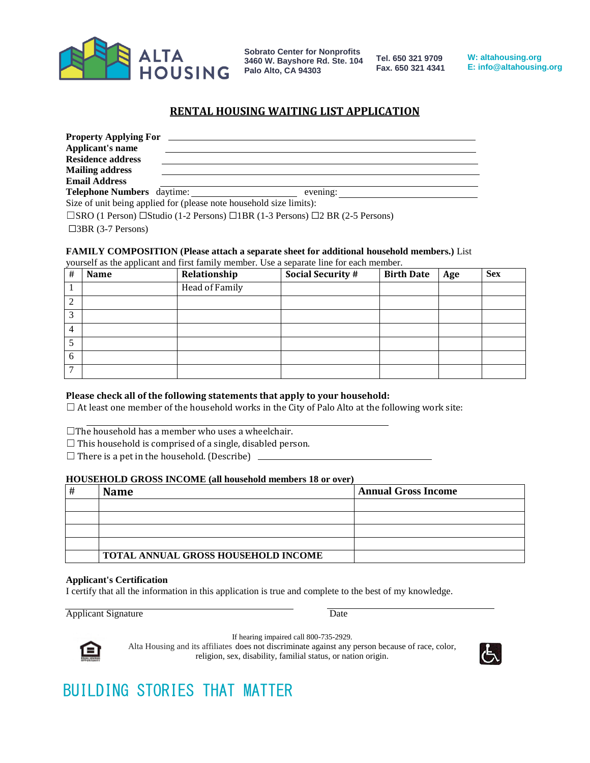ALTA HOUSING

Sobrato Center for Nonprofits
3460 W. Bayshore Rd. Ste. 104
Palo Alto, CA 94303

Tel. 650 321 9709
Fax. 650 321 4341

W: altahousing.org
E: info@altahousing.org

## RENTAL HOUSING WAITING LIST APPLICATION

**Property Applying For** \_\_\_\_\_\_\_\_\_\_\_\_\_\_\_\_\_\_\_\_\_\_\_\_\_\_\_\_\_\_\_\_\_\_\_\_\_\_\_\_

**Applicant's name** \_\_\_\_\_\_\_\_\_\_\_\_\_\_\_\_\_\_\_\_\_\_\_\_\_\_\_\_\_\_\_\_\_\_\_\_\_\_\_\_

**Residence address** \_\_\_\_\_\_\_\_\_\_\_\_\_\_\_\_\_\_\_\_\_\_\_\_\_\_\_\_\_\_\_\_\_\_\_\_\_\_\_\_

**Mailing address** \_\_\_\_\_\_\_\_\_\_\_\_\_\_\_\_\_\_\_\_\_\_\_\_\_\_\_\_\_\_\_\_\_\_\_\_\_\_\_\_

**Email Address** \_\_\_\_\_\_\_\_\_\_\_\_\_\_\_\_\_\_\_\_\_\_\_\_\_\_\_\_\_\_\_\_\_\_\_\_\_\_\_\_

**Telephone Numbers** daytime: \_\_\_\_\_\_\_\_\_\_\_\_\_\_\_\_\_\_\_\_ evening: \_\_\_\_\_\_\_\_\_\_\_\_\_\_\_\_\_\_\_\_

Size of unit being applied for (please note household size limits):

☐SRO (1 Person) ☐Studio (1-2 Persons) ☐1BR (1-3 Persons) ☐2 BR (2-5 Persons)

☐3BR (3-7 Persons)

**FAMILY COMPOSITION (Please attach a separate sheet for additional household members.)** List yourself as the applicant and first family member. Use a separate line for each member.

| # | Name | Relationship | Social Security # | Birth Date | Age | Sex |
|---|---|---|---|---|---|---|
| 1 | | Head of Family | | | | |
| 2 | | | | | | |
| 3 | | | | | | |
| 4 | | | | | | |
| 5 | | | | | | |
| 6 | | | | | | |
| 7 | | | | | | |

**Please check all of the following statements that apply to your household:**

☐ At least one member of the household works in the City of Palo Alto at the following work site:

\_\_\_\_\_\_\_\_\_\_\_\_\_\_\_\_\_\_\_\_\_\_\_\_\_\_\_\_\_\_\_\_\_\_\_\_\_\_\_\_

☐The household has a member who uses a wheelchair.

☐ This household is comprised of a single, disabled person.

☐ There is a pet in the household. (Describe) \_\_\_\_\_\_\_\_\_\_\_\_\_\_\_\_\_\_\_\_\_\_\_\_\_\_\_\_\_\_

**HOUSEHOLD GROSS INCOME (all household members 18 or over)**

| # | Name | Annual Gross Income |
|---|---|---|
| | | |
| | | |
| | | |
| | | |
| | **TOTAL ANNUAL GROSS HOUSEHOLD INCOME** | |

**Applicant's Certification**

I certify that all the information in this application is true and complete to the best of my knowledge.

\_\_\_\_\_\_\_\_\_\_\_\_\_\_\_\_\_\_\_\_\_\_\_\_\_\_\_\_\_\_ \_\_\_\_\_\_\_\_\_\_\_\_\_\_\_\_\_\_\_\_

Applicant Signature Date

If hearing impaired call 800-735-2929.

Alta Housing and its affiliates does not discriminate against any person because of race, color, religion, sex, disability, familial status, or nation origin.

BUILDING STORIES THAT MATTER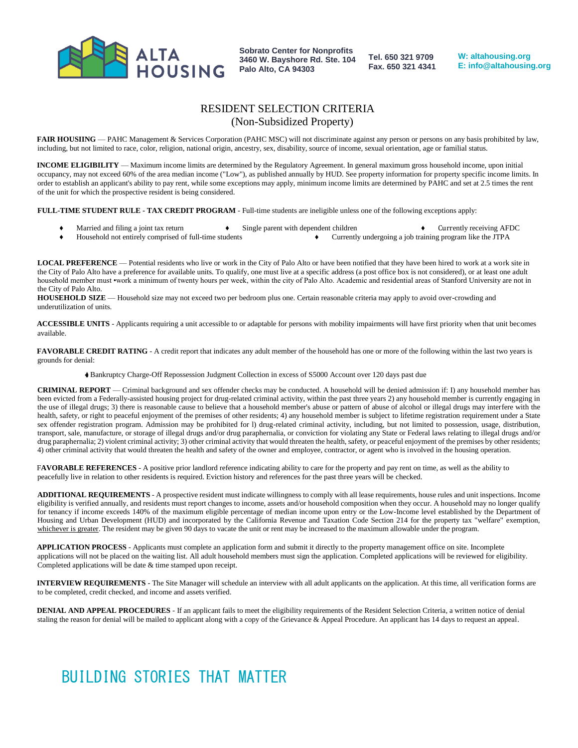**ALTA HOUSING**

Sobrato Center for Nonprofits
3460 W. Bayshore Rd. Ste. 104
Palo Alto, CA 94303

Tel. 650 321 9709
Fax. 650 321 4341

W: altahousing.org
E: info@altahousing.org

# RESIDENT SELECTION CRITERIA
## (Non-Subsidized Property)

**FAIR HOUSIING** — PAHC Management & Services Corporation (PAHC MSC) will not discriminate against any person or persons on any basis prohibited by law, including, but not limited to race, color, religion, national origin, ancestry, sex, disability, source of income, sexual orientation, age or familial status.

**INCOME ELIGIBILITY** — Maximum income limits are determined by the Regulatory Agreement. In general maximum gross household income, upon initial occupancy, may not exceed 60% of the area median income ("Low"), as published annually by HUD. See property information for property specific income limits. In order to establish an applicant's ability to pay rent, while some exceptions may apply, minimum income limits are determined by PAHC and set at 2.5 times the rent of the unit for which the prospective resident is being considered.

**FULL-TIME STUDENT RULE - TAX CREDIT PROGRAM** - Full-time students are ineligible unless one of the following exceptions apply:

- Married and filing a joint tax return
- Single parent with dependent children
- Currently receiving AFDC
- Household not entirely comprised of full-time students
- Currently undergoing a job training program like the JTPA

**LOCAL PREFERENCE** — Potential residents who live or work in the City of Palo Alto or have been notified that they have been hired to work at a work site in the City of Palo Alto have a preference for available units. To qualify, one must live at a specific address (a post office box is not considered), or at least one adult household member must •work a minimum of twenty hours per week, within the city of Palo Alto. Academic and residential areas of Stanford University are not in the City of Palo Alto.

**HOUSEHOLD SIZE** — Household size may not exceed two per bedroom plus one. Certain reasonable criteria may apply to avoid over-crowding and underutilization of units.

**ACCESSIBLE UNITS** - Applicants requiring a unit accessible to or adaptable for persons with mobility impairments will have first priority when that unit becomes available.

**FAVORABLE CREDIT RATING** - A credit report that indicates any adult member of the household has one or more of the following within the last two years is grounds for denial:

- Bankruptcy Charge-Off Repossession Judgment Collection in excess of S5000 Account over 120 days past due

**CRIMINAL REPORT** — Criminal background and sex offender checks may be conducted. A household will be denied admission if: I) any household member has been evicted from a Federally-assisted housing project for drug-related criminal activity, within the past three years 2) any household member is currently engaging in the use of illegal drugs; 3) there is reasonable cause to believe that a household member's abuse or pattern of abuse of alcohol or illegal drugs may interfere with the health, safety, or right to peaceful enjoyment of the premises of other residents; 4) any household member is subject to lifetime registration requirement under a State sex offender registration program. Admission may be prohibited for l) drug-related criminal activity, including, but not limited to possession, usage, distribution, transport, sale, manufacture, or storage of illegal drugs and/or drug paraphernalia, or conviction for violating any State or Federal laws relating to illegal drugs and/or drug paraphernalia; 2) violent criminal activity; 3) other criminal activity that would threaten the health, safety, or peaceful enjoyment of the premises by other residents; 4) other criminal activity that would threaten the health and safety of the owner and employee, contractor, or agent who is involved in the housing operation.

**FAVORABLE REFERENCES** - A positive prior landlord reference indicating ability to care for the property and pay rent on time, as well as the ability to peacefully live in relation to other residents is required. Eviction history and references for the past three years will be checked.

**ADDITIONAL REQUIREMENTS** - A prospective resident must indicate willingness to comply with all lease requirements, house rules and unit inspections. Income eligibility is verified annually, and residents must report changes to income, assets and/or household composition when they occur. A household may no longer qualify for tenancy if income exceeds 140% of the maximum eligible percentage of median income upon entry or the Low-Income level established by the Department of Housing and Urban Development (HUD) and incorporated by the California Revenue and Taxation Code Section 214 for the property tax "welfare" exemption, whichever is greater. The resident may be given 90 days to vacate the unit or rent may be increased to the maximum allowable under the program.

**APPLICATION PROCESS** - Applicants must complete an application form and submit it directly to the property management office on site. Incomplete applications will not be placed on the waiting list. All adult household members must sign the application. Completed applications will be reviewed for eligibility. Completed applications will be date & time stamped upon receipt.

**INTERVIEW REQUIREMENTS** - The Site Manager will schedule an interview with all adult applicants on the application. At this time, all verification forms are to be completed, credit checked, and income and assets verified.

**DENIAL AND APPEAL PROCEDURES** - If an applicant fails to meet the eligibility requirements of the Resident Selection Criteria, a written notice of denial staling the reason for denial will be mailed to applicant along with a copy of the Grievance & Appeal Procedure. An applicant has 14 days to request an appeal.

BUILDING STORIES THAT MATTER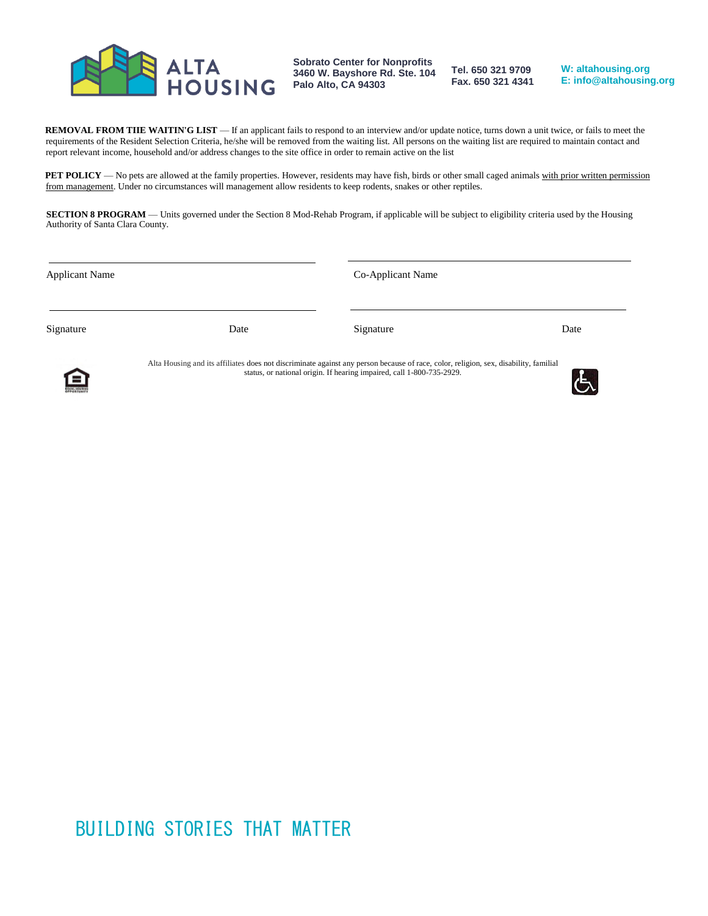**REMOVAL FROM TIIE WAITIN'G LIST** — If an applicant fails to respond to an interview and/or update notice, turns down a unit twice, or fails to meet the requirements of the Resident Selection Criteria, he/she will be removed from the waiting list. All persons on the waiting list are required to maintain contact and report relevant income, household and/or address changes to the site office in order to remain active on the list

**PET POLICY** — No pets are allowed at the family properties. However, residents may have fish, birds or other small caged animals with prior written permission from management. Under no circumstances will management allow residents to keep rodents, snakes or other reptiles.

**SECTION 8 PROGRAM** — Units governed under the Section 8 Mod-Rehab Program, if applicable will be subject to eligibility criteria used by the Housing Authority of Santa Clara County.

| | | | |
|---|---|---|---|
| Applicant Name | | Co-Applicant Name | |
| Signature | Date | Signature | Date |

Alta Housing and its affiliates does not discriminate against any person because of race, color, religion, sex, disability, familial status, or national origin. If hearing impaired, call 1-800-735-2929.

BUILDING STORIES THAT MATTER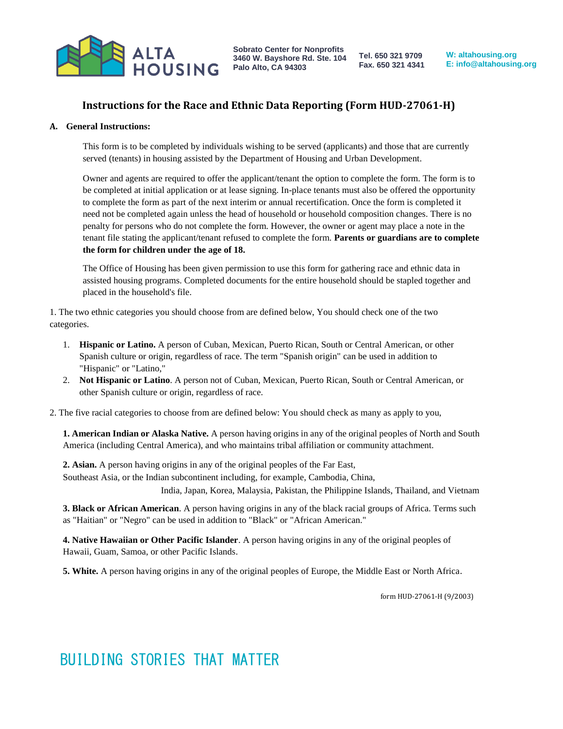ALTA HOUSING

Sobrato Center for Nonprofits
3460 W. Bayshore Rd. Ste. 104
Palo Alto, CA 94303

Tel. 650 321 9709
Fax. 650 321 4341

W: altahousing.org
E: info@altahousing.org

## Instructions for the Race and Ethnic Data Reporting (Form HUD-27061-H)

**A. General Instructions:**

This form is to be completed by individuals wishing to be served (applicants) and those that are currently served (tenants) in housing assisted by the Department of Housing and Urban Development.

Owner and agents are required to offer the applicant/tenant the option to complete the form. The form is to be completed at initial application or at lease signing. In-place tenants must also be offered the opportunity to complete the form as part of the next interim or annual recertification. Once the form is completed it need not be completed again unless the head of household or household composition changes. There is no penalty for persons who do not complete the form. However, the owner or agent may place a note in the tenant file stating the applicant/tenant refused to complete the form. **Parents or guardians are to complete the form for children under the age of 18.**

The Office of Housing has been given permission to use this form for gathering race and ethnic data in assisted housing programs. Completed documents for the entire household should be stapled together and placed in the household's file.

1. The two ethnic categories you should choose from are defined below, You should check one of the two categories.

1. **Hispanic or Latino.** A person of Cuban, Mexican, Puerto Rican, South or Central American, or other Spanish culture or origin, regardless of race. The term "Spanish origin" can be used in addition to "Hispanic" or "Latino,"
2. **Not Hispanic or Latino**. A person not of Cuban, Mexican, Puerto Rican, South or Central American, or other Spanish culture or origin, regardless of race.

2. The five racial categories to choose from are defined below: You should check as many as apply to you,

**1. American Indian or Alaska Native.** A person having origins in any of the original peoples of North and South America (including Central America), and who maintains tribal affiliation or community attachment.

**2. Asian.** A person having origins in any of the original peoples of the Far East, Southeast Asia, or the Indian subcontinent including, for example, Cambodia, China, India, Japan, Korea, Malaysia, Pakistan, the Philippine Islands, Thailand, and Vietnam

**3. Black or African American**. A person having origins in any of the black racial groups of Africa. Terms such as "Haitian" or "Negro" can be used in addition to "Black" or "African American."

**4. Native Hawaiian or Other Pacific Islander**. A person having origins in any of the original peoples of Hawaii, Guam, Samoa, or other Pacific Islands.

**5. White.** A person having origins in any of the original peoples of Europe, the Middle East or North Africa.

form HUD-27061-H (9/2003)

BUILDING STORIES THAT MATTER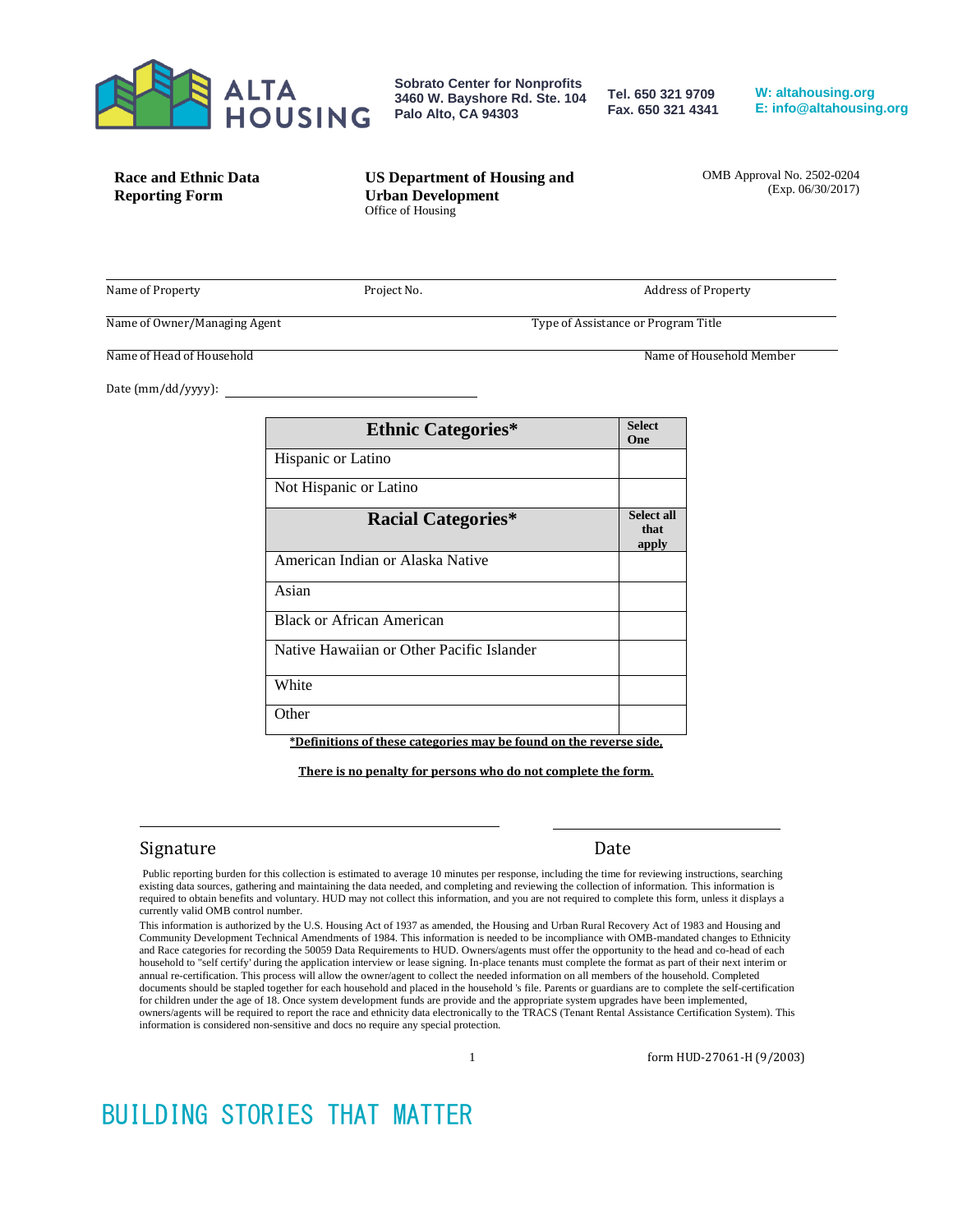**ALTA HOUSING**

**Sobrato Center for Nonprofits**
**3460 W. Bayshore Rd. Ste. 104**
**Palo Alto, CA 94303**

**Tel. 650 321 9709**
**Fax. 650 321 4341**

**W: altahousing.org**
**E: info@altahousing.org**

**Race and Ethnic Data Reporting Form**

**US Department of Housing and Urban Development**
Office of Housing

OMB Approval No. 2502-0204
(Exp. 06/30/2017)

Name of Property ________ Project No. ________ Address of Property ________

Name of Owner/Managing Agent ________ Type of Assistance or Program Title ________

Name of Head of Household ________ Name of Household Member ________

Date (mm/dd/yyyy): ____________________

| **Ethnic Categories*** | **Select One** |
|---|---|
| Hispanic or Latino | |
| Not Hispanic or Latino | |
| **Racial Categories*** | **Select all that apply** |
| American Indian or Alaska Native | |
| Asian | |
| Black or African American | |
| Native Hawaiian or Other Pacific Islander | |
| White | |
| Other | |

**<u>*Definitions of these categories may be found on the reverse side.</u>**

**<u>There is no penalty for persons who do not complete the form.</u>**

____________________ ____________________
Signature Date

Public reporting burden for this collection is estimated to average 10 minutes per response, including the time for reviewing instructions, searching existing data sources, gathering and maintaining the data needed, and completing and reviewing the collection of information. This information is required to obtain benefits and voluntary. HUD may not collect this information, and you are not required to complete this form, unless it displays a currently valid OMB control number.

This information is authorized by the U.S. Housing Act of 1937 as amended, the Housing and Urban Rural Recovery Act of 1983 and Housing and Community Development Technical Amendments of 1984. This information is needed to be incompliance with OMB-mandated changes to Ethnicity and Race categories for recording the 50059 Data Requirements to HUD. Owners/agents must offer the opportunity to the head and co-head of each household to "self certify' during the application interview or lease signing. In-place tenants must complete the format as part of their next interim or annual re-certification. This process will allow the owner/agent to collect the needed information on all members of the household. Completed documents should be stapled together for each household and placed in the household 's file. Parents or guardians are to complete the self-certification for children under the age of 18. Once system development funds are provide and the appropriate system upgrades have been implemented, owners/agents will be required to report the race and ethnicity data electronically to the TRACS (Tenant Rental Assistance Certification System). This information is considered non-sensitive and docs no require any special protection.

form HUD-27061-H (9/2003)

BUILDING STORIES THAT MATTER